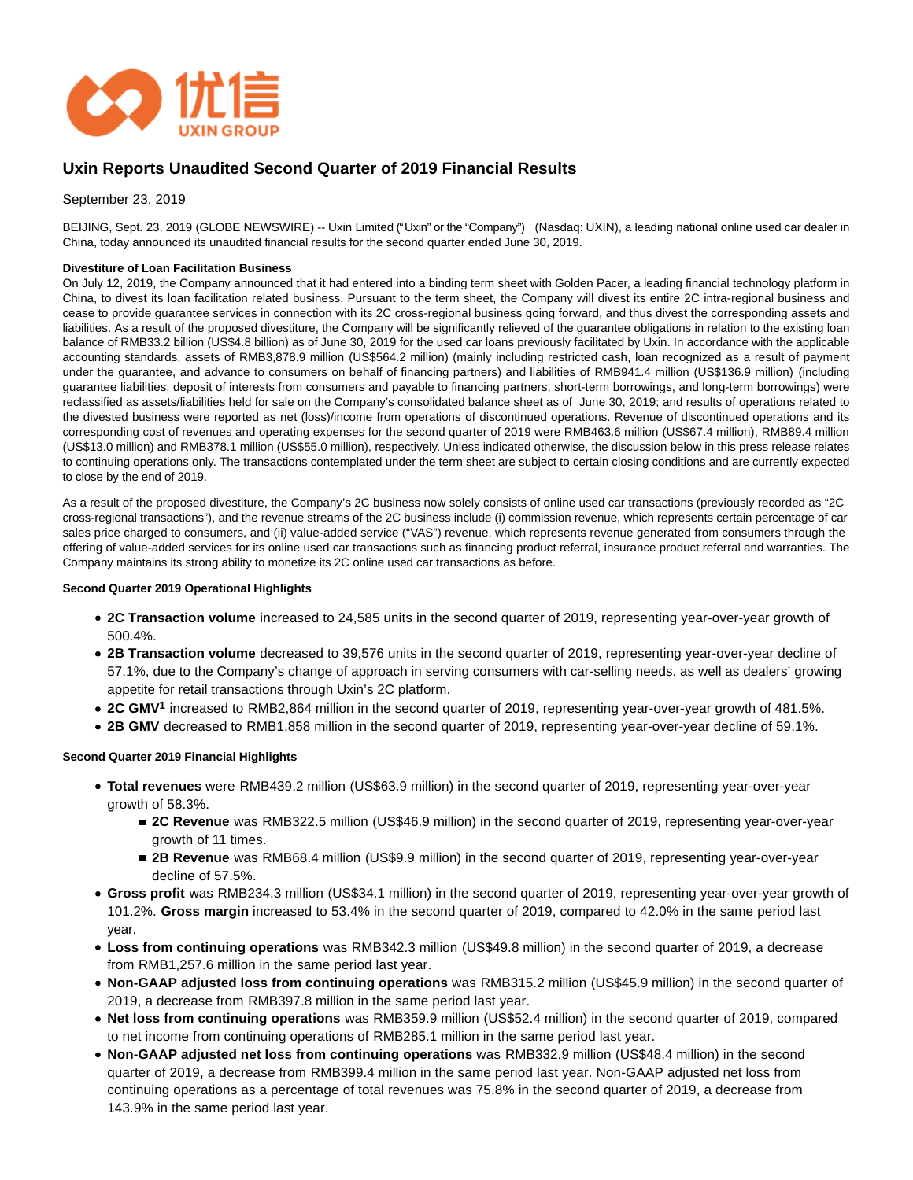优信
UXIN GROUP

# Uxin Reports Unaudited Second Quarter of 2019 Financial Results

September 23, 2019

BEIJING, Sept. 23, 2019 (GLOBE NEWSWIRE) -- Uxin Limited ("Uxin" or the "Company") (Nasdaq: UXIN), a leading national online used car dealer in China, today announced its unaudited financial results for the second quarter ended June 30, 2019.

**Divestiture of Loan Facilitation Business**

On July 12, 2019, the Company announced that it had entered into a binding term sheet with Golden Pacer, a leading financial technology platform in China, to divest its loan facilitation related business. Pursuant to the term sheet, the Company will divest its entire 2C intra-regional business and cease to provide guarantee services in connection with its 2C cross-regional business going forward, and thus divest the corresponding assets and liabilities. As a result of the proposed divestiture, the Company will be significantly relieved of the guarantee obligations in relation to the existing loan balance of RMB33.2 billion (US$4.8 billion) as of June 30, 2019 for the used car loans previously facilitated by Uxin. In accordance with the applicable accounting standards, assets of RMB3,878.9 million (US$564.2 million) (mainly including restricted cash, loan recognized as a result of payment under the guarantee, and advance to consumers on behalf of financing partners) and liabilities of RMB941.4 million (US$136.9 million) (including guarantee liabilities, deposit of interests from consumers and payable to financing partners, short-term borrowings, and long-term borrowings) were reclassified as assets/liabilities held for sale on the Company's consolidated balance sheet as of June 30, 2019; and results of operations related to the divested business were reported as net (loss)/income from operations of discontinued operations. Revenue of discontinued operations and its corresponding cost of revenues and operating expenses for the second quarter of 2019 were RMB463.6 million (US$67.4 million), RMB89.4 million (US$13.0 million) and RMB378.1 million (US$55.0 million), respectively. Unless indicated otherwise, the discussion below in this press release relates to continuing operations only. The transactions contemplated under the term sheet are subject to certain closing conditions and are currently expected to close by the end of 2019.

As a result of the proposed divestiture, the Company's 2C business now solely consists of online used car transactions (previously recorded as "2C cross-regional transactions"), and the revenue streams of the 2C business include (i) commission revenue, which represents certain percentage of car sales price charged to consumers, and (ii) value-added service ("VAS") revenue, which represents revenue generated from consumers through the offering of value-added services for its online used car transactions such as financing product referral, insurance product referral and warranties. The Company maintains its strong ability to monetize its 2C online used car transactions as before.

**Second Quarter 2019 Operational Highlights**

- **2C Transaction volume** increased to 24,585 units in the second quarter of 2019, representing year-over-year growth of 500.4%.
- **2B Transaction volume** decreased to 39,576 units in the second quarter of 2019, representing year-over-year decline of 57.1%, due to the Company's change of approach in serving consumers with car-selling needs, as well as dealers' growing appetite for retail transactions through Uxin's 2C platform.
- **2C GMV[1]** increased to RMB2,864 million in the second quarter of 2019, representing year-over-year growth of 481.5%.
- **2B GMV** decreased to RMB1,858 million in the second quarter of 2019, representing year-over-year decline of 59.1%.

**Second Quarter 2019 Financial Highlights**

- **Total revenues** were RMB439.2 million (US$63.9 million) in the second quarter of 2019, representing year-over-year growth of 58.3%.
  - **2C Revenue** was RMB322.5 million (US$46.9 million) in the second quarter of 2019, representing year-over-year growth of 11 times.
  - **2B Revenue** was RMB68.4 million (US$9.9 million) in the second quarter of 2019, representing year-over-year decline of 57.5%.
- **Gross profit** was RMB234.3 million (US$34.1 million) in the second quarter of 2019, representing year-over-year growth of 101.2%. **Gross margin** increased to 53.4% in the second quarter of 2019, compared to 42.0% in the same period last year.
- **Loss from continuing operations** was RMB342.3 million (US$49.8 million) in the second quarter of 2019, a decrease from RMB1,257.6 million in the same period last year.
- **Non-GAAP adjusted loss from continuing operations** was RMB315.2 million (US$45.9 million) in the second quarter of 2019, a decrease from RMB397.8 million in the same period last year.
- **Net loss from continuing operations** was RMB359.9 million (US$52.4 million) in the second quarter of 2019, compared to net income from continuing operations of RMB285.1 million in the same period last year.
- **Non-GAAP adjusted net loss from continuing operations** was RMB332.9 million (US$48.4 million) in the second quarter of 2019, a decrease from RMB399.4 million in the same period last year. Non-GAAP adjusted net loss from continuing operations as a percentage of total revenues was 75.8% in the second quarter of 2019, a decrease from 143.9% in the same period last year.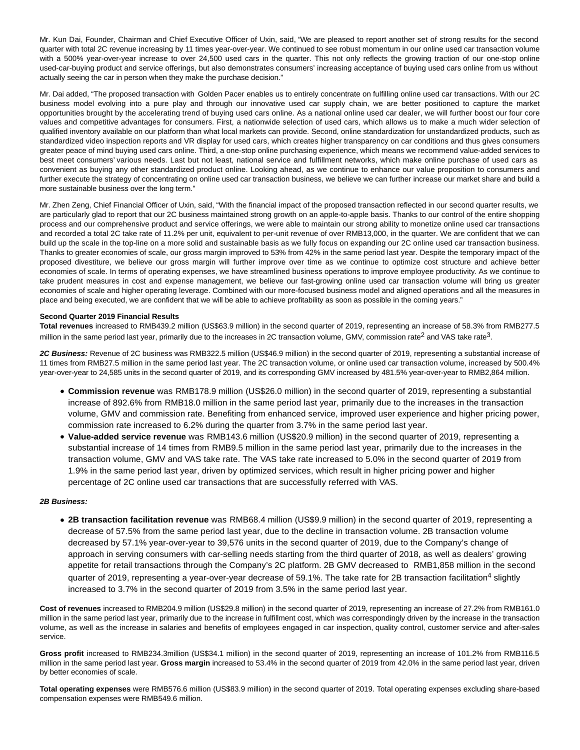Mr. Kun Dai, Founder, Chairman and Chief Executive Officer of Uxin, said, "We are pleased to report another set of strong results for the second quarter with total 2C revenue increasing by 11 times year-over-year. We continued to see robust momentum in our online used car transaction volume with a 500% year-over-year increase to over 24,500 used cars in the quarter. This not only reflects the growing traction of our one-stop online used-car-buying product and service offerings, but also demonstrates consumers' increasing acceptance of buying used cars online from us without actually seeing the car in person when they make the purchase decision."

Mr. Dai added, "The proposed transaction with Golden Pacer enables us to entirely concentrate on fulfilling online used car transactions. With our 2C business model evolving into a pure play and through our innovative used car supply chain, we are better positioned to capture the market opportunities brought by the accelerating trend of buying used cars online. As a national online used car dealer, we will further boost our four core values and competitive advantages for consumers. First, a nationwide selection of used cars, which allows us to make a much wider selection of qualified inventory available on our platform than what local markets can provide. Second, online standardization for unstandardized products, such as standardized video inspection reports and VR display for used cars, which creates higher transparency on car conditions and thus gives consumers greater peace of mind buying used cars online. Third, a one-stop online purchasing experience, which means we recommend value-added services to best meet consumers' various needs. Last but not least, national service and fulfillment networks, which make online purchase of used cars as convenient as buying any other standardized product online. Looking ahead, as we continue to enhance our value proposition to consumers and further execute the strategy of concentrating on online used car transaction business, we believe we can further increase our market share and build a more sustainable business over the long term."

Mr. Zhen Zeng, Chief Financial Officer of Uxin, said, "With the financial impact of the proposed transaction reflected in our second quarter results, we are particularly glad to report that our 2C business maintained strong growth on an apple-to-apple basis. Thanks to our control of the entire shopping process and our comprehensive product and service offerings, we were able to maintain our strong ability to monetize online used car transactions and recorded a total 2C take rate of 11.2% per unit, equivalent to per-unit revenue of over RMB13,000, in the quarter. We are confident that we can build up the scale in the top-line on a more solid and sustainable basis as we fully focus on expanding our 2C online used car transaction business. Thanks to greater economies of scale, our gross margin improved to 53% from 42% in the same period last year. Despite the temporary impact of the proposed divestiture, we believe our gross margin will further improve over time as we continue to optimize cost structure and achieve better economies of scale. In terms of operating expenses, we have streamlined business operations to improve employee productivity. As we continue to take prudent measures in cost and expense management, we believe our fast-growing online used car transaction volume will bring us greater economies of scale and higher operating leverage. Combined with our more-focused business model and aligned operations and all the measures in place and being executed, we are confident that we will be able to achieve profitability as soon as possible in the coming years."

**Second Quarter 2019 Financial Results**

**Total revenues** increased to RMB439.2 million (US$63.9 million) in the second quarter of 2019, representing an increase of 58.3% from RMB277.5 million in the same period last year, primarily due to the increases in 2C transaction volume, GMV, commission rate[2] and VAS take rate[3].

***2C Business:*** Revenue of 2C business was RMB322.5 million (US$46.9 million) in the second quarter of 2019, representing a substantial increase of 11 times from RMB27.5 million in the same period last year. The 2C transaction volume, or online used car transaction volume, increased by 500.4% year-over-year to 24,585 units in the second quarter of 2019, and its corresponding GMV increased by 481.5% year-over-year to RMB2,864 million.

- **Commission revenue** was RMB178.9 million (US$26.0 million) in the second quarter of 2019, representing a substantial increase of 892.6% from RMB18.0 million in the same period last year, primarily due to the increases in the transaction volume, GMV and commission rate. Benefiting from enhanced service, improved user experience and higher pricing power, commission rate increased to 6.2% during the quarter from 3.7% in the same period last year.
- **Value-added service revenue** was RMB143.6 million (US$20.9 million) in the second quarter of 2019, representing a substantial increase of 14 times from RMB9.5 million in the same period last year, primarily due to the increases in the transaction volume, GMV and VAS take rate. The VAS take rate increased to 5.0% in the second quarter of 2019 from 1.9% in the same period last year, driven by optimized services, which result in higher pricing power and higher percentage of 2C online used car transactions that are successfully referred with VAS.

***2B Business:***

- **2B transaction facilitation revenue** was RMB68.4 million (US$9.9 million) in the second quarter of 2019, representing a decrease of 57.5% from the same period last year, due to the decline in transaction volume. 2B transaction volume decreased by 57.1% year-over-year to 39,576 units in the second quarter of 2019, due to the Company's change of approach in serving consumers with car-selling needs starting from the third quarter of 2018, as well as dealers' growing appetite for retail transactions through the Company's 2C platform. 2B GMV decreased to RMB1,858 million in the second quarter of 2019, representing a year-over-year decrease of 59.1%. The take rate for 2B transaction facilitation[4] slightly increased to 3.7% in the second quarter of 2019 from 3.5% in the same period last year.

**Cost of revenues** increased to RMB204.9 million (US$29.8 million) in the second quarter of 2019, representing an increase of 27.2% from RMB161.0 million in the same period last year, primarily due to the increase in fulfillment cost, which was correspondingly driven by the increase in the transaction volume, as well as the increase in salaries and benefits of employees engaged in car inspection, quality control, customer service and after-sales service.

**Gross profit** increased to RMB234.3million (US$34.1 million) in the second quarter of 2019, representing an increase of 101.2% from RMB116.5 million in the same period last year. **Gross margin** increased to 53.4% in the second quarter of 2019 from 42.0% in the same period last year, driven by better economies of scale.

**Total operating expenses** were RMB576.6 million (US$83.9 million) in the second quarter of 2019. Total operating expenses excluding share-based compensation expenses were RMB549.6 million.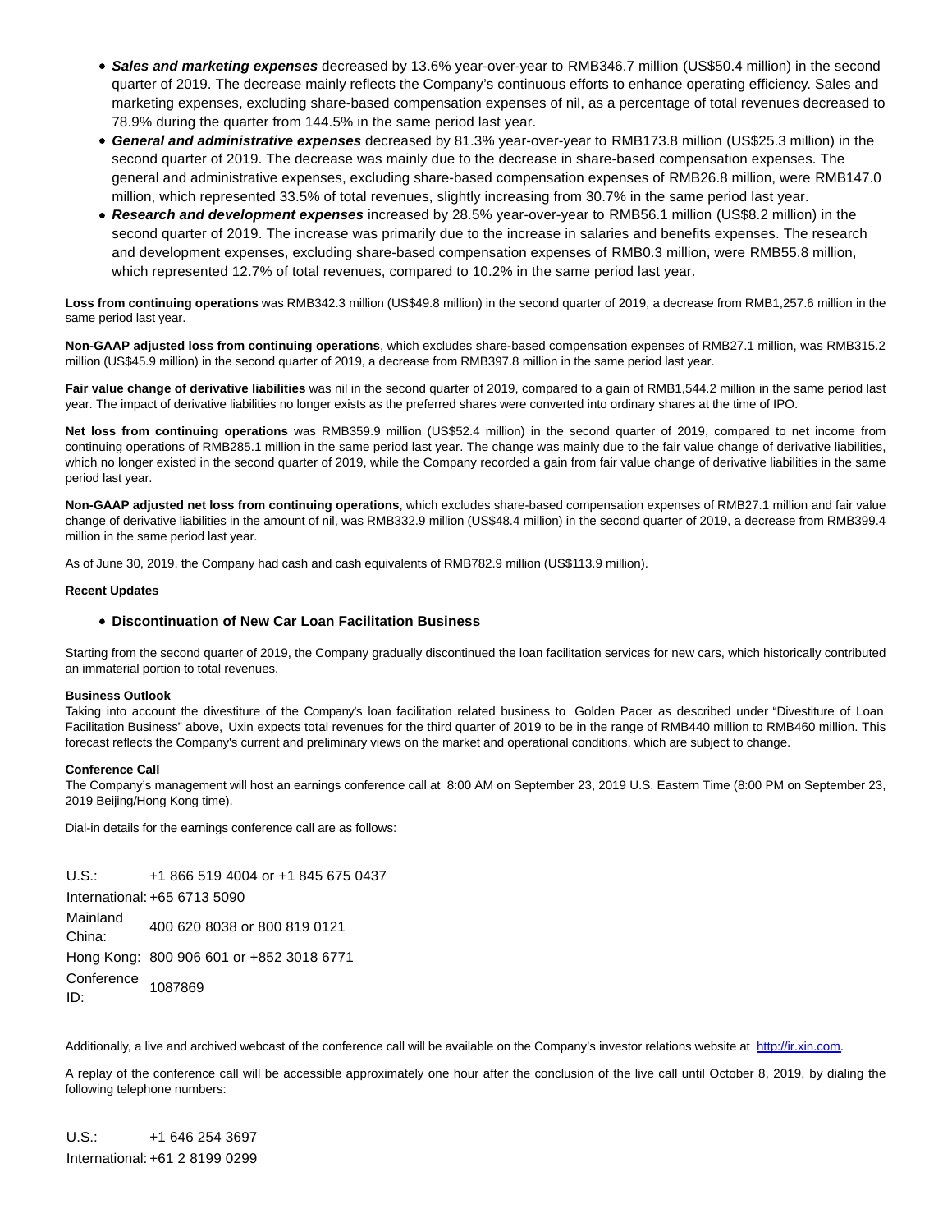- ***Sales and marketing expenses*** decreased by 13.6% year-over-year to RMB346.7 million (US$50.4 million) in the second quarter of 2019. The decrease mainly reflects the Company's continuous efforts to enhance operating efficiency. Sales and marketing expenses, excluding share-based compensation expenses of nil, as a percentage of total revenues decreased to 78.9% during the quarter from 144.5% in the same period last year.
- ***General and administrative expenses*** decreased by 81.3% year-over-year to RMB173.8 million (US$25.3 million) in the second quarter of 2019. The decrease was mainly due to the decrease in share-based compensation expenses. The general and administrative expenses, excluding share-based compensation expenses of RMB26.8 million, were RMB147.0 million, which represented 33.5% of total revenues, slightly increasing from 30.7% in the same period last year.
- ***Research and development expenses*** increased by 28.5% year-over-year to RMB56.1 million (US$8.2 million) in the second quarter of 2019. The increase was primarily due to the increase in salaries and benefits expenses. The research and development expenses, excluding share-based compensation expenses of RMB0.3 million, were RMB55.8 million, which represented 12.7% of total revenues, compared to 10.2% in the same period last year.

**Loss from continuing operations** was RMB342.3 million (US$49.8 million) in the second quarter of 2019, a decrease from RMB1,257.6 million in the same period last year.

**Non-GAAP adjusted loss from continuing operations**, which excludes share-based compensation expenses of RMB27.1 million, was RMB315.2 million (US$45.9 million) in the second quarter of 2019, a decrease from RMB397.8 million in the same period last year.

**Fair value change of derivative liabilities** was nil in the second quarter of 2019, compared to a gain of RMB1,544.2 million in the same period last year. The impact of derivative liabilities no longer exists as the preferred shares were converted into ordinary shares at the time of IPO.

**Net loss from continuing operations** was RMB359.9 million (US$52.4 million) in the second quarter of 2019, compared to net income from continuing operations of RMB285.1 million in the same period last year. The change was mainly due to the fair value change of derivative liabilities, which no longer existed in the second quarter of 2019, while the Company recorded a gain from fair value change of derivative liabilities in the same period last year.

**Non-GAAP adjusted net loss from continuing operations**, which excludes share-based compensation expenses of RMB27.1 million and fair value change of derivative liabilities in the amount of nil, was RMB332.9 million (US$48.4 million) in the second quarter of 2019, a decrease from RMB399.4 million in the same period last year.

As of June 30, 2019, the Company had cash and cash equivalents of RMB782.9 million (US$113.9 million).

**Recent Updates**

- **Discontinuation of New Car Loan Facilitation Business**

Starting from the second quarter of 2019, the Company gradually discontinued the loan facilitation services for new cars, which historically contributed an immaterial portion to total revenues.

**Business Outlook**

Taking into account the divestiture of the Company's loan facilitation related business to Golden Pacer as described under "Divestiture of Loan Facilitation Business" above, Uxin expects total revenues for the third quarter of 2019 to be in the range of RMB440 million to RMB460 million. This forecast reflects the Company's current and preliminary views on the market and operational conditions, which are subject to change.

**Conference Call**

The Company's management will host an earnings conference call at 8:00 AM on September 23, 2019 U.S. Eastern Time (8:00 PM on September 23, 2019 Beijing/Hong Kong time).

Dial-in details for the earnings conference call are as follows:

| | |
|---|---|
| U.S.: | +1 866 519 4004 or +1 845 675 0437 |
| International: | +65 6713 5090 |
| Mainland China: | 400 620 8038 or 800 819 0121 |
| Hong Kong: | 800 906 601 or +852 3018 6771 |
| Conference ID: | 1087869 |

Additionally, a live and archived webcast of the conference call will be available on the Company's investor relations website at http://ir.xin.com.

A replay of the conference call will be accessible approximately one hour after the conclusion of the live call until October 8, 2019, by dialing the following telephone numbers:

| | |
|---|---|
| U.S.: | +1 646 254 3697 |
| International: | +61 2 8199 0299 |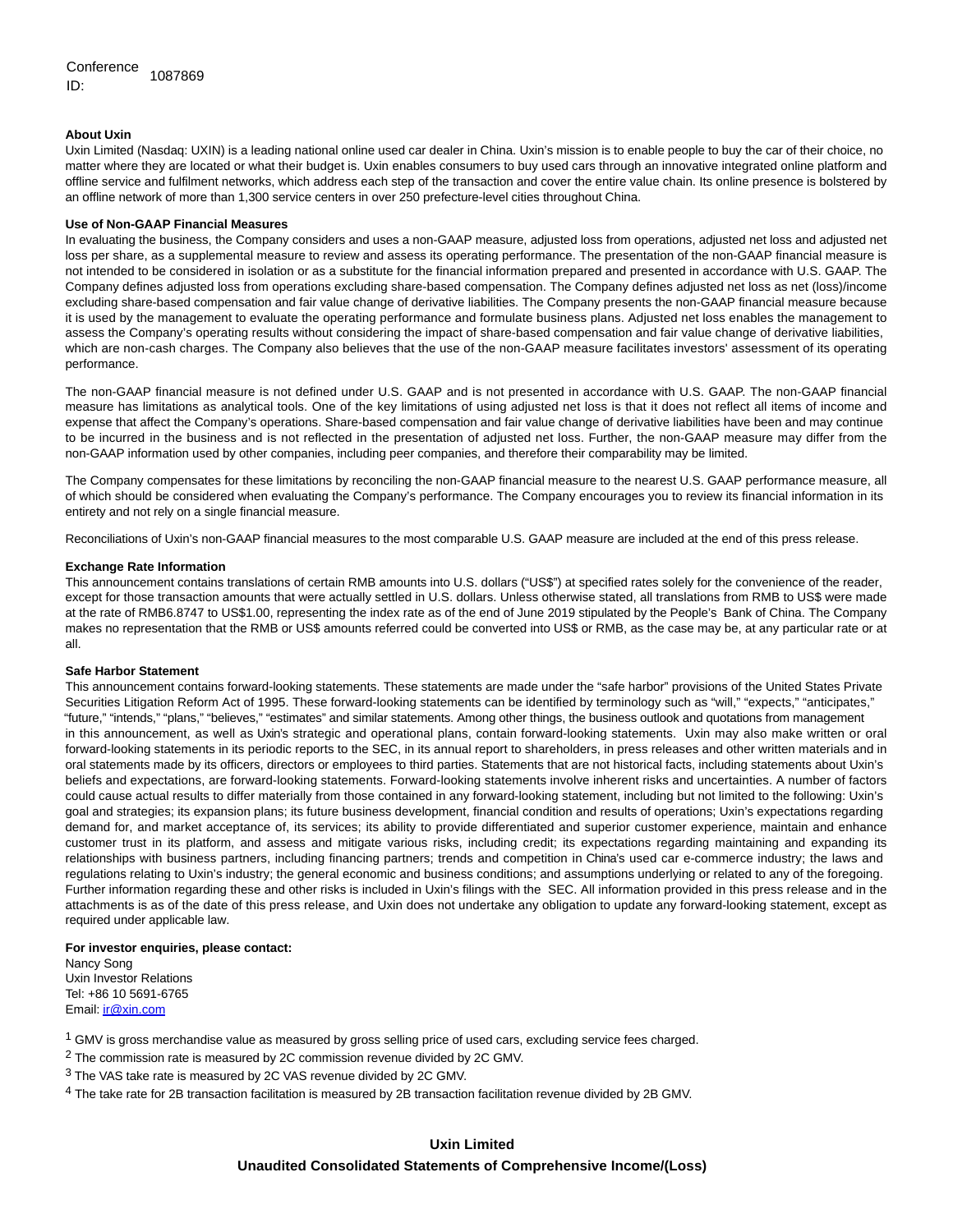| | |
|---|---|
| Conference ID: | 1087869 |

**About Uxin**

Uxin Limited (Nasdaq: UXIN) is a leading national online used car dealer in China. Uxin's mission is to enable people to buy the car of their choice, no matter where they are located or what their budget is. Uxin enables consumers to buy used cars through an innovative integrated online platform and offline service and fulfilment networks, which address each step of the transaction and cover the entire value chain. Its online presence is bolstered by an offline network of more than 1,300 service centers in over 250 prefecture-level cities throughout China.

**Use of Non-GAAP Financial Measures**

In evaluating the business, the Company considers and uses a non-GAAP measure, adjusted loss from operations, adjusted net loss and adjusted net loss per share, as a supplemental measure to review and assess its operating performance. The presentation of the non-GAAP financial measure is not intended to be considered in isolation or as a substitute for the financial information prepared and presented in accordance with U.S. GAAP. The Company defines adjusted loss from operations excluding share-based compensation. The Company defines adjusted net loss as net (loss)/income excluding share-based compensation and fair value change of derivative liabilities. The Company presents the non-GAAP financial measure because it is used by the management to evaluate the operating performance and formulate business plans. Adjusted net loss enables the management to assess the Company's operating results without considering the impact of share-based compensation and fair value change of derivative liabilities, which are non-cash charges. The Company also believes that the use of the non-GAAP measure facilitates investors' assessment of its operating performance.

The non-GAAP financial measure is not defined under U.S. GAAP and is not presented in accordance with U.S. GAAP. The non-GAAP financial measure has limitations as analytical tools. One of the key limitations of using adjusted net loss is that it does not reflect all items of income and expense that affect the Company's operations. Share-based compensation and fair value change of derivative liabilities have been and may continue to be incurred in the business and is not reflected in the presentation of adjusted net loss. Further, the non-GAAP measure may differ from the non-GAAP information used by other companies, including peer companies, and therefore their comparability may be limited.

The Company compensates for these limitations by reconciling the non-GAAP financial measure to the nearest U.S. GAAP performance measure, all of which should be considered when evaluating the Company's performance. The Company encourages you to review its financial information in its entirety and not rely on a single financial measure.

Reconciliations of Uxin's non-GAAP financial measures to the most comparable U.S. GAAP measure are included at the end of this press release.

**Exchange Rate Information**

This announcement contains translations of certain RMB amounts into U.S. dollars ("US$") at specified rates solely for the convenience of the reader, except for those transaction amounts that were actually settled in U.S. dollars. Unless otherwise stated, all translations from RMB to US$ were made at the rate of RMB6.8747 to US$1.00, representing the index rate as of the end of June 2019 stipulated by the People's Bank of China. The Company makes no representation that the RMB or US$ amounts referred could be converted into US$ or RMB, as the case may be, at any particular rate or at all.

**Safe Harbor Statement**

This announcement contains forward-looking statements. These statements are made under the "safe harbor" provisions of the United States Private Securities Litigation Reform Act of 1995. These forward-looking statements can be identified by terminology such as "will," "expects," "anticipates," "future," "intends," "plans," "believes," "estimates" and similar statements. Among other things, the business outlook and quotations from management in this announcement, as well as Uxin's strategic and operational plans, contain forward-looking statements. Uxin may also make written or oral forward-looking statements in its periodic reports to the SEC, in its annual report to shareholders, in press releases and other written materials and in oral statements made by its officers, directors or employees to third parties. Statements that are not historical facts, including statements about Uxin's beliefs and expectations, are forward-looking statements. Forward-looking statements involve inherent risks and uncertainties. A number of factors could cause actual results to differ materially from those contained in any forward-looking statement, including but not limited to the following: Uxin's goal and strategies; its expansion plans; its future business development, financial condition and results of operations; Uxin's expectations regarding demand for, and market acceptance of, its services; its ability to provide differentiated and superior customer experience, maintain and enhance customer trust in its platform, and assess and mitigate various risks, including credit; its expectations regarding maintaining and expanding its relationships with business partners, including financing partners; trends and competition in China's used car e-commerce industry; the laws and regulations relating to Uxin's industry; the general economic and business conditions; and assumptions underlying or related to any of the foregoing. Further information regarding these and other risks is included in Uxin's filings with the SEC. All information provided in this press release and in the attachments is as of the date of this press release, and Uxin does not undertake any obligation to update any forward-looking statement, except as required under applicable law.

**For investor enquiries, please contact:**

Nancy Song
Uxin Investor Relations
Tel: +86 10 5691-6765
Email: ir@xin.com

[1] GMV is gross merchandise value as measured by gross selling price of used cars, excluding service fees charged.

[2] The commission rate is measured by 2C commission revenue divided by 2C GMV.

[3] The VAS take rate is measured by 2C VAS revenue divided by 2C GMV.

[4] The take rate for 2B transaction facilitation is measured by 2B transaction facilitation revenue divided by 2B GMV.

**Uxin Limited**

**Unaudited Consolidated Statements of Comprehensive Income/(Loss)**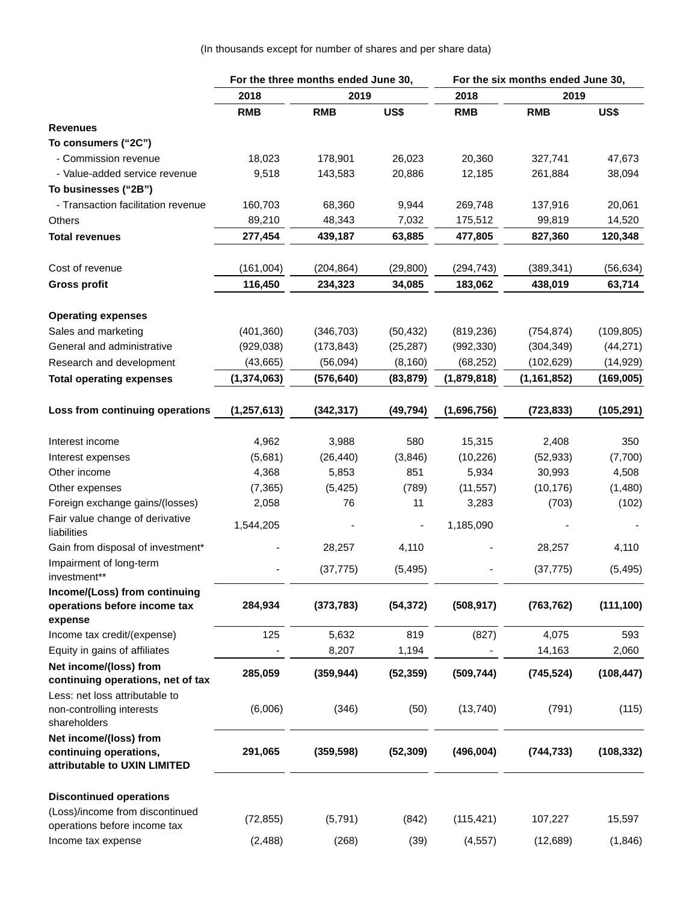(In thousands except for number of shares and per share data)

| | For the three months ended June 30, | | | For the six months ended June 30, | | |
|---|---|---|---|---|---|---|
| | 2018 | 2019 | | 2018 | 2019 | |
| | RMB | RMB | US$ | RMB | RMB | US$ |
| **Revenues** | | | | | | |
| **To consumers (“2C”)** | | | | | | |
| - Commission revenue | 18,023 | 178,901 | 26,023 | 20,360 | 327,741 | 47,673 |
| - Value-added service revenue | 9,518 | 143,583 | 20,886 | 12,185 | 261,884 | 38,094 |
| **To businesses (“2B”)** | | | | | | |
| - Transaction facilitation revenue | 160,703 | 68,360 | 9,944 | 269,748 | 137,916 | 20,061 |
| Others | 89,210 | 48,343 | 7,032 | 175,512 | 99,819 | 14,520 |
| **Total revenues** | **277,454** | **439,187** | **63,885** | **477,805** | **827,360** | **120,348** |
| | | | | | | |
| Cost of revenue | (161,004) | (204,864) | (29,800) | (294,743) | (389,341) | (56,634) |
| **Gross profit** | **116,450** | **234,323** | **34,085** | **183,062** | **438,019** | **63,714** |
| | | | | | | |
| **Operating expenses** | | | | | | |
| Sales and marketing | (401,360) | (346,703) | (50,432) | (819,236) | (754,874) | (109,805) |
| General and administrative | (929,038) | (173,843) | (25,287) | (992,330) | (304,349) | (44,271) |
| Research and development | (43,665) | (56,094) | (8,160) | (68,252) | (102,629) | (14,929) |
| **Total operating expenses** | **(1,374,063)** | **(576,640)** | **(83,879)** | **(1,879,818)** | **(1,161,852)** | **(169,005)** |
| | | | | | | |
| **Loss from continuing operations** | **(1,257,613)** | **(342,317)** | **(49,794)** | **(1,696,756)** | **(723,833)** | **(105,291)** |
| | | | | | | |
| Interest income | 4,962 | 3,988 | 580 | 15,315 | 2,408 | 350 |
| Interest expenses | (5,681) | (26,440) | (3,846) | (10,226) | (52,933) | (7,700) |
| Other income | 4,368 | 5,853 | 851 | 5,934 | 30,993 | 4,508 |
| Other expenses | (7,365) | (5,425) | (789) | (11,557) | (10,176) | (1,480) |
| Foreign exchange gains/(losses) | 2,058 | 76 | 11 | 3,283 | (703) | (102) |
| Fair value change of derivative liabilities | 1,544,205 | - | - | 1,185,090 | - | - |
| Gain from disposal of investment* | - | 28,257 | 4,110 | - | 28,257 | 4,110 |
| Impairment of long-term investment** | - | (37,775) | (5,495) | - | (37,775) | (5,495) |
| **Income/(Loss) from continuing operations before income tax expense** | **284,934** | **(373,783)** | **(54,372)** | **(508,917)** | **(763,762)** | **(111,100)** |
| Income tax credit/(expense) | 125 | 5,632 | 819 | (827) | 4,075 | 593 |
| Equity in gains of affiliates | - | 8,207 | 1,194 | - | 14,163 | 2,060 |
| **Net income/(loss) from continuing operations, net of tax** | **285,059** | **(359,944)** | **(52,359)** | **(509,744)** | **(745,524)** | **(108,447)** |
| Less: net loss attributable to non-controlling interests shareholders | (6,006) | (346) | (50) | (13,740) | (791) | (115) |
| **Net income/(loss) from continuing operations, attributable to UXIN LIMITED** | **291,065** | **(359,598)** | **(52,309)** | **(496,004)** | **(744,733)** | **(108,332)** |
| | | | | | | |
| **Discontinued operations** | | | | | | |
| (Loss)/income from discontinued operations before income tax | (72,855) | (5,791) | (842) | (115,421) | 107,227 | 15,597 |
| Income tax expense | (2,488) | (268) | (39) | (4,557) | (12,689) | (1,846) |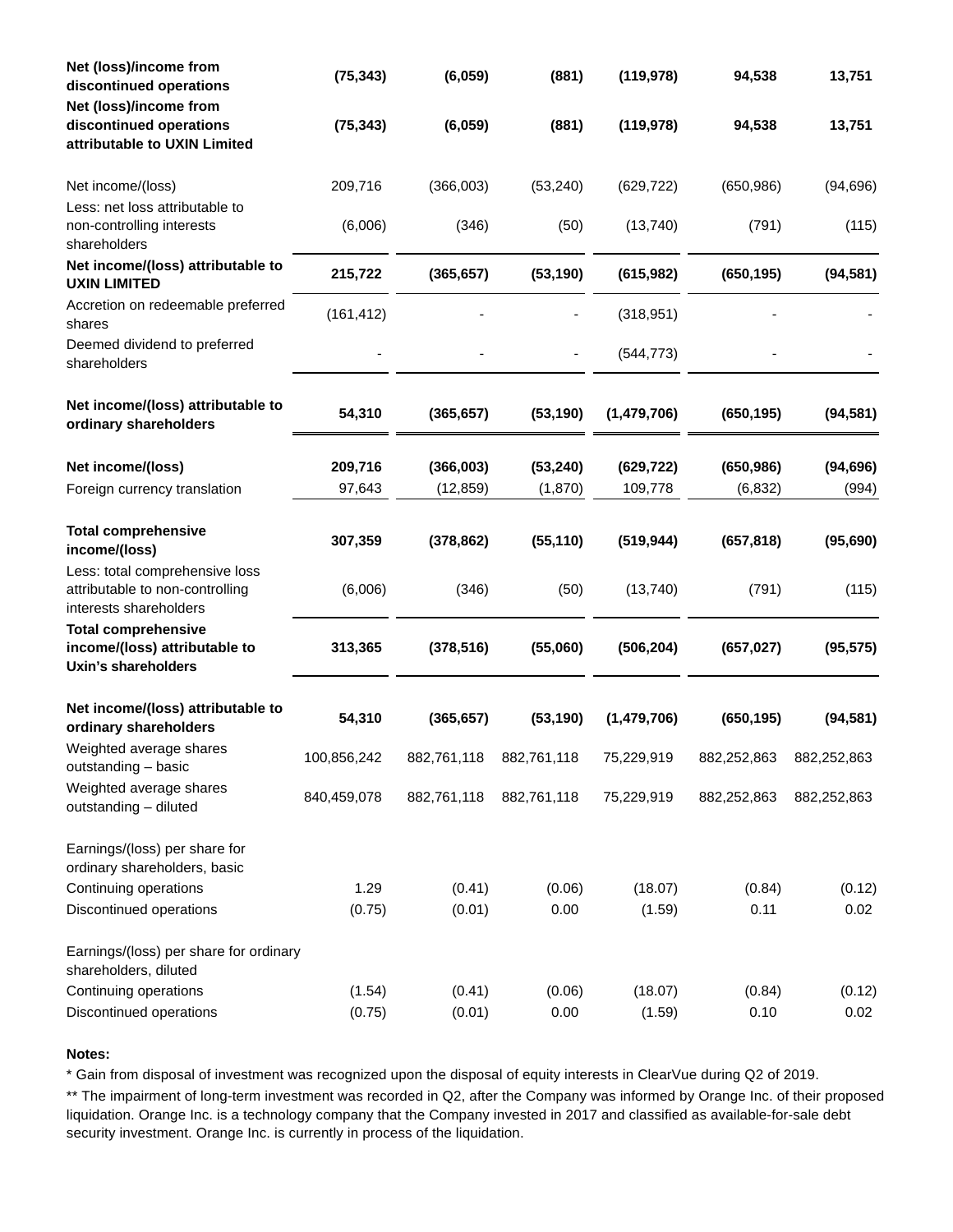| | | | | | | |
|---|---|---|---|---|---|---|
| **Net (loss)/income from discontinued operations** | **(75,343)** | **(6,059)** | **(881)** | **(119,978)** | **94,538** | **13,751** |
| **Net (loss)/income from discontinued operations attributable to UXIN Limited** | **(75,343)** | **(6,059)** | **(881)** | **(119,978)** | **94,538** | **13,751** |
| Net income/(loss) | 209,716 | (366,003) | (53,240) | (629,722) | (650,986) | (94,696) |
| Less: net loss attributable to non-controlling interests shareholders | (6,006) | (346) | (50) | (13,740) | (791) | (115) |
| **Net income/(loss) attributable to UXIN LIMITED** | **215,722** | **(365,657)** | **(53,190)** | **(615,982)** | **(650,195)** | **(94,581)** |
| Accretion on redeemable preferred shares | (161,412) | - | - | (318,951) | - | - |
| Deemed dividend to preferred shareholders | - | - | - | (544,773) | - | - |
| **Net income/(loss) attributable to ordinary shareholders** | **54,310** | **(365,657)** | **(53,190)** | **(1,479,706)** | **(650,195)** | **(94,581)** |
| **Net income/(loss)** | **209,716** | **(366,003)** | **(53,240)** | **(629,722)** | **(650,986)** | **(94,696)** |
| Foreign currency translation | 97,643 | (12,859) | (1,870) | 109,778 | (6,832) | (994) |
| **Total comprehensive income/(loss)** | **307,359** | **(378,862)** | **(55,110)** | **(519,944)** | **(657,818)** | **(95,690)** |
| Less: total comprehensive loss attributable to non-controlling interests shareholders | (6,006) | (346) | (50) | (13,740) | (791) | (115) |
| **Total comprehensive income/(loss) attributable to Uxin's shareholders** | **313,365** | **(378,516)** | **(55,060)** | **(506,204)** | **(657,027)** | **(95,575)** |
| **Net income/(loss) attributable to ordinary shareholders** | **54,310** | **(365,657)** | **(53,190)** | **(1,479,706)** | **(650,195)** | **(94,581)** |
| Weighted average shares outstanding – basic | 100,856,242 | 882,761,118 | 882,761,118 | 75,229,919 | 882,252,863 | 882,252,863 |
| Weighted average shares outstanding – diluted | 840,459,078 | 882,761,118 | 882,761,118 | 75,229,919 | 882,252,863 | 882,252,863 |
| Earnings/(loss) per share for ordinary shareholders, basic | | | | | | |
| Continuing operations | 1.29 | (0.41) | (0.06) | (18.07) | (0.84) | (0.12) |
| Discontinued operations | (0.75) | (0.01) | 0.00 | (1.59) | 0.11 | 0.02 |
| Earnings/(loss) per share for ordinary shareholders, diluted | | | | | | |
| Continuing operations | (1.54) | (0.41) | (0.06) | (18.07) | (0.84) | (0.12) |
| Discontinued operations | (0.75) | (0.01) | 0.00 | (1.59) | 0.10 | 0.02 |

**Notes:**

* Gain from disposal of investment was recognized upon the disposal of equity interests in ClearVue during Q2 of 2019.

** The impairment of long-term investment was recorded in Q2, after the Company was informed by Orange Inc. of their proposed liquidation. Orange Inc. is a technology company that the Company invested in 2017 and classified as available-for-sale debt security investment. Orange Inc. is currently in process of the liquidation.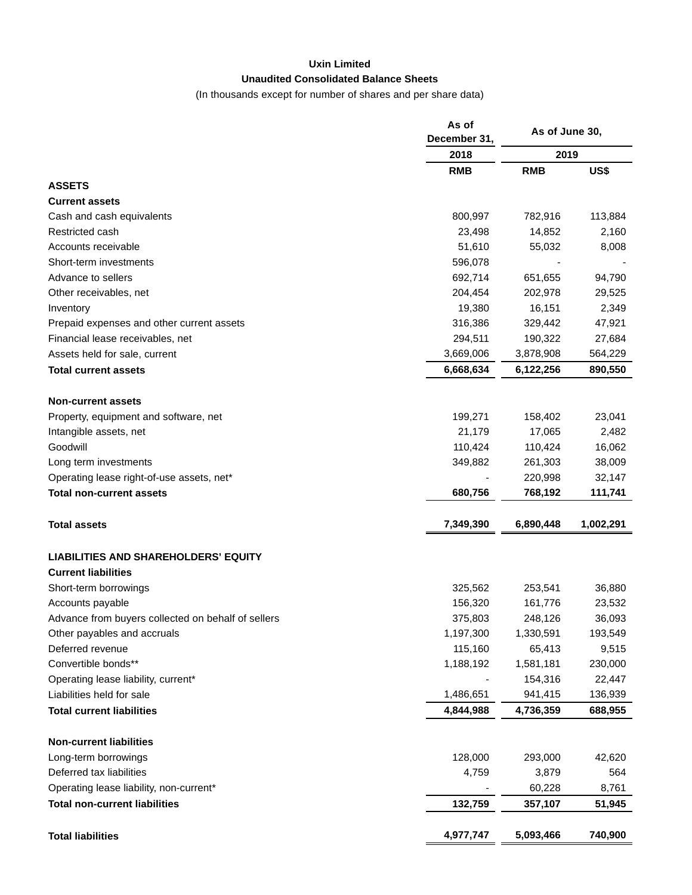**Uxin Limited**

**Unaudited Consolidated Balance Sheets**

(In thousands except for number of shares and per share data)

| | As of December 31, | As of June 30, | |
|---|---|---|---|
| | 2018 | 2019 | |
| | RMB | RMB | US$ |
| **ASSETS** | | | |
| **Current assets** | | | |
| Cash and cash equivalents | 800,997 | 782,916 | 113,884 |
| Restricted cash | 23,498 | 14,852 | 2,160 |
| Accounts receivable | 51,610 | 55,032 | 8,008 |
| Short-term investments | 596,078 | - | - |
| Advance to sellers | 692,714 | 651,655 | 94,790 |
| Other receivables, net | 204,454 | 202,978 | 29,525 |
| Inventory | 19,380 | 16,151 | 2,349 |
| Prepaid expenses and other current assets | 316,386 | 329,442 | 47,921 |
| Financial lease receivables, net | 294,511 | 190,322 | 27,684 |
| Assets held for sale, current | 3,669,006 | 3,878,908 | 564,229 |
| **Total current assets** | **6,668,634** | **6,122,256** | **890,550** |
| | | | |
| **Non-current assets** | | | |
| Property, equipment and software, net | 199,271 | 158,402 | 23,041 |
| Intangible assets, net | 21,179 | 17,065 | 2,482 |
| Goodwill | 110,424 | 110,424 | 16,062 |
| Long term investments | 349,882 | 261,303 | 38,009 |
| Operating lease right-of-use assets, net* | - | 220,998 | 32,147 |
| **Total non-current assets** | **680,756** | **768,192** | **111,741** |
| | | | |
| **Total assets** | **7,349,390** | **6,890,448** | **1,002,291** |
| | | | |
| **LIABILITIES AND SHAREHOLDERS' EQUITY** | | | |
| **Current liabilities** | | | |
| Short-term borrowings | 325,562 | 253,541 | 36,880 |
| Accounts payable | 156,320 | 161,776 | 23,532 |
| Advance from buyers collected on behalf of sellers | 375,803 | 248,126 | 36,093 |
| Other payables and accruals | 1,197,300 | 1,330,591 | 193,549 |
| Deferred revenue | 115,160 | 65,413 | 9,515 |
| Convertible bonds** | 1,188,192 | 1,581,181 | 230,000 |
| Operating lease liability, current* | - | 154,316 | 22,447 |
| Liabilities held for sale | 1,486,651 | 941,415 | 136,939 |
| **Total current liabilities** | **4,844,988** | **4,736,359** | **688,955** |
| | | | |
| **Non-current liabilities** | | | |
| Long-term borrowings | 128,000 | 293,000 | 42,620 |
| Deferred tax liabilities | 4,759 | 3,879 | 564 |
| Operating lease liability, non-current* | - | 60,228 | 8,761 |
| **Total non-current liabilities** | **132,759** | **357,107** | **51,945** |
| | | | |
| **Total liabilities** | **4,977,747** | **5,093,466** | **740,900** |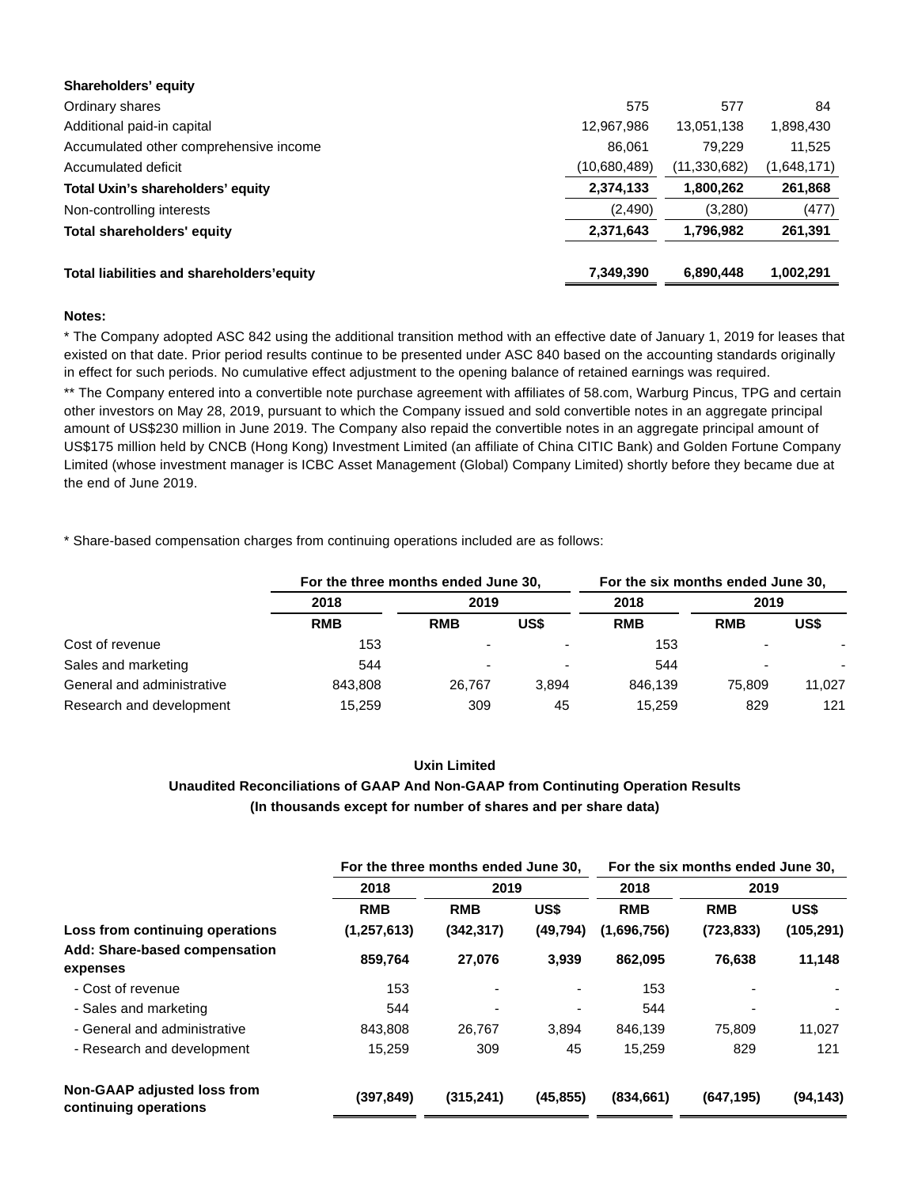| | | | |
|---|---|---|---|
| **Shareholders' equity** | | | |
| Ordinary shares | 575 | 577 | 84 |
| Additional paid-in capital | 12,967,986 | 13,051,138 | 1,898,430 |
| Accumulated other comprehensive income | 86,061 | 79,229 | 11,525 |
| Accumulated deficit | (10,680,489) | (11,330,682) | (1,648,171) |
| **Total Uxin's shareholders' equity** | **2,374,133** | **1,800,262** | **261,868** |
| Non-controlling interests | (2,490) | (3,280) | (477) |
| **Total shareholders' equity** | **2,371,643** | **1,796,982** | **261,391** |
| **Total liabilities and shareholders'equity** | **7,349,390** | **6,890,448** | **1,002,291** |

**Notes:**

* The Company adopted ASC 842 using the additional transition method with an effective date of January 1, 2019 for leases that existed on that date. Prior period results continue to be presented under ASC 840 based on the accounting standards originally in effect for such periods. No cumulative effect adjustment to the opening balance of retained earnings was required.

** The Company entered into a convertible note purchase agreement with affiliates of 58.com, Warburg Pincus, TPG and certain other investors on May 28, 2019, pursuant to which the Company issued and sold convertible notes in an aggregate principal amount of US$230 million in June 2019. The Company also repaid the convertible notes in an aggregate principal amount of US$175 million held by CNCB (Hong Kong) Investment Limited (an affiliate of China CITIC Bank) and Golden Fortune Company Limited (whose investment manager is ICBC Asset Management (Global) Company Limited) shortly before they became due at the end of June 2019.

* Share-based compensation charges from continuing operations included are as follows:

| | For the three months ended June 30, | | | For the six months ended June 30, | | |
|---|---|---|---|---|---|---|
| | 2018 | 2019 | | 2018 | 2019 | |
| | RMB | RMB | US$ | RMB | RMB | US$ |
| Cost of revenue | 153 | - | - | 153 | - | - |
| Sales and marketing | 544 | - | - | 544 | - | - |
| General and administrative | 843,808 | 26,767 | 3,894 | 846,139 | 75,809 | 11,027 |
| Research and development | 15,259 | 309 | 45 | 15,259 | 829 | 121 |

**Uxin Limited**
**Unaudited Reconciliations of GAAP And Non-GAAP from Continuting Operation Results**
**(In thousands except for number of shares and per share data)**

| | For the three months ended June 30, | | | For the six months ended June 30, | | |
|---|---|---|---|---|---|---|
| | 2018 | 2019 | | 2018 | 2019 | |
| | RMB | RMB | US$ | RMB | RMB | US$ |
| **Loss from continuing operations** | **(1,257,613)** | **(342,317)** | **(49,794)** | **(1,696,756)** | **(723,833)** | **(105,291)** |
| **Add: Share-based compensation expenses** | **859,764** | **27,076** | **3,939** | **862,095** | **76,638** | **11,148** |
| - Cost of revenue | 153 | - | - | 153 | - | - |
| - Sales and marketing | 544 | - | - | 544 | - | - |
| - General and administrative | 843,808 | 26,767 | 3,894 | 846,139 | 75,809 | 11,027 |
| - Research and development | 15,259 | 309 | 45 | 15,259 | 829 | 121 |
| **Non-GAAP adjusted loss from continuing operations** | **(397,849)** | **(315,241)** | **(45,855)** | **(834,661)** | **(647,195)** | **(94,143)** |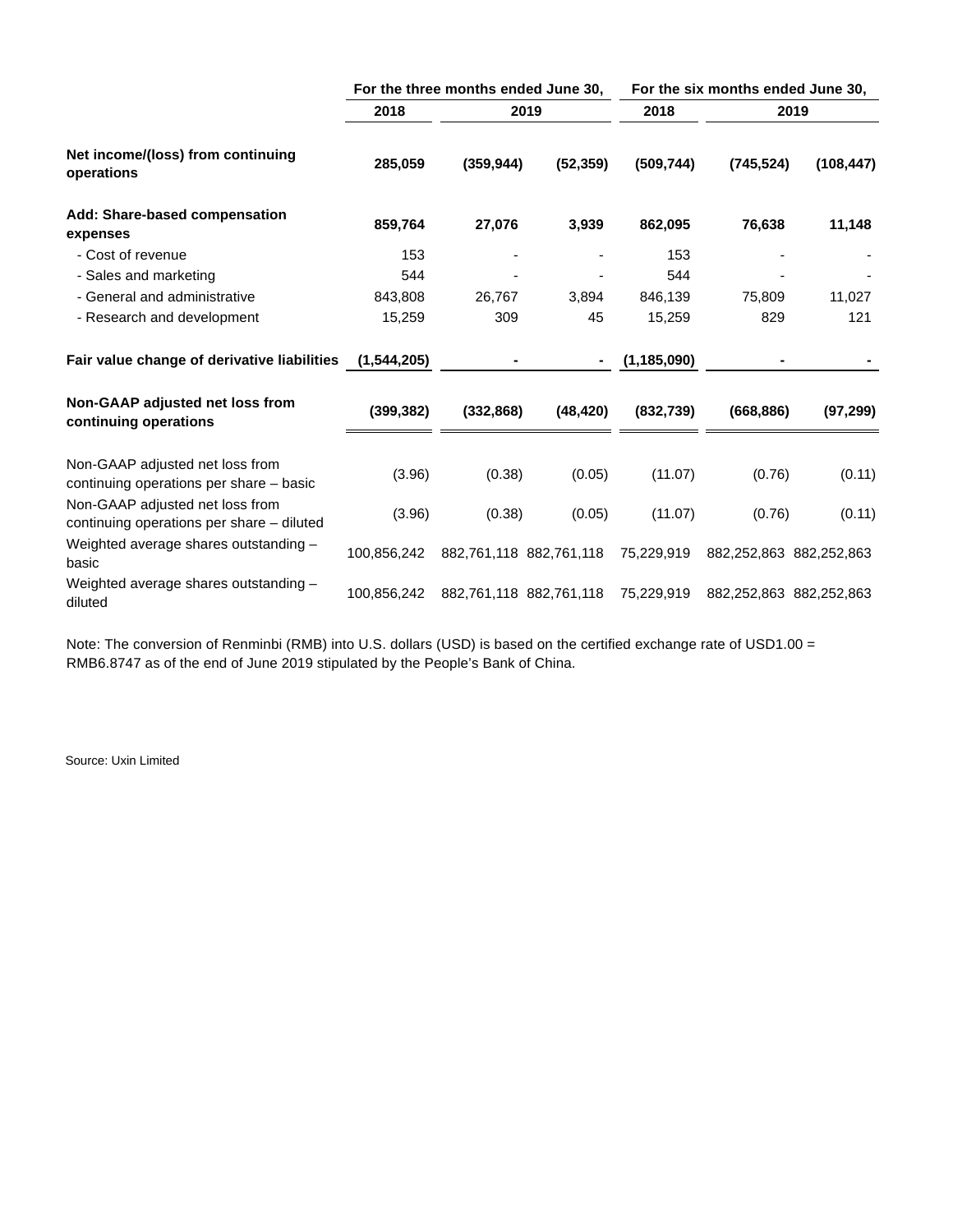| | For the three months ended June 30, | | | For the six months ended June 30, | | |
|---|---|---|---|---|---|---|
| | 2018 | 2019 | | 2018 | 2019 | |
| **Net income/(loss) from continuing operations** | **285,059** | **(359,944)** | **(52,359)** | **(509,744)** | **(745,524)** | **(108,447)** |
| **Add: Share-based compensation expenses** | **859,764** | **27,076** | **3,939** | **862,095** | **76,638** | **11,148** |
| - Cost of revenue | 153 | - | - | 153 | - | - |
| - Sales and marketing | 544 | - | - | 544 | - | - |
| - General and administrative | 843,808 | 26,767 | 3,894 | 846,139 | 75,809 | 11,027 |
| - Research and development | 15,259 | 309 | 45 | 15,259 | 829 | 121 |
| **Fair value change of derivative liabilities** | **(1,544,205)** | **-** | **-** | **(1,185,090)** | **-** | **-** |
| **Non-GAAP adjusted net loss from continuing operations** | **(399,382)** | **(332,868)** | **(48,420)** | **(832,739)** | **(668,886)** | **(97,299)** |
| Non-GAAP adjusted net loss from continuing operations per share – basic | (3.96) | (0.38) | (0.05) | (11.07) | (0.76) | (0.11) |
| Non-GAAP adjusted net loss from continuing operations per share – diluted | (3.96) | (0.38) | (0.05) | (11.07) | (0.76) | (0.11) |
| Weighted average shares outstanding – basic | 100,856,242 | 882,761,118 | 882,761,118 | 75,229,919 | 882,252,863 | 882,252,863 |
| Weighted average shares outstanding – diluted | 100,856,242 | 882,761,118 | 882,761,118 | 75,229,919 | 882,252,863 | 882,252,863 |

Note: The conversion of Renminbi (RMB) into U.S. dollars (USD) is based on the certified exchange rate of USD1.00 = RMB6.8747 as of the end of June 2019 stipulated by the People's Bank of China.

Source: Uxin Limited